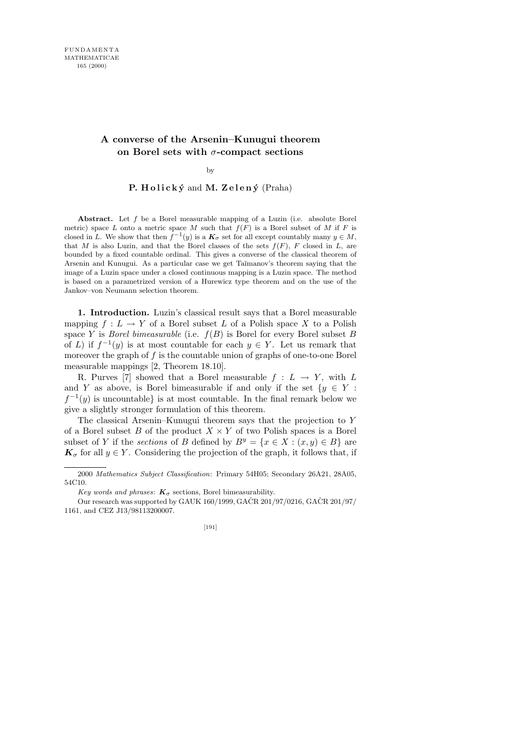FUNDAMENTA
MATHEMATICAE
165 (2000)

# A converse of the Arsenin–Kunugui theorem on Borel sets with $\sigma$-compact sections

by

**P. Holický** and **M. Zelený** (Praha)

**Abstract.** Let $f$ be a Borel measurable mapping of a Luzin (i.e. absolute Borel metric) space $L$ onto a metric space $M$ such that $f(F)$ is a Borel subset of $M$ if $F$ is closed in $L$. We show that then $f^{-1}(y)$ is a $\boldsymbol{K}_\sigma$ set for all except countably many $y \in M$, that $M$ is also Luzin, and that the Borel classes of the sets $f(F)$, $F$ closed in $L$, are bounded by a fixed countable ordinal. This gives a converse of the classical theorem of Arsenin and Kunugui. As a particular case we get Taĭmanov's theorem saying that the image of a Luzin space under a closed continuous mapping is a Luzin space. The method is based on a parametrized version of a Hurewicz type theorem and on the use of the Jankov–von Neumann selection theorem.

**1. Introduction.** Luzin's classical result says that a Borel measurable mapping $f : L \to Y$ of a Borel subset $L$ of a Polish space $X$ to a Polish space $Y$ is *Borel bimeasurable* (i.e. $f(B)$ is Borel for every Borel subset $B$ of $L$) if $f^{-1}(y)$ is at most countable for each $y \in Y$. Let us remark that moreover the graph of $f$ is the countable union of graphs of one-to-one Borel measurable mappings [2, Theorem 18.10].

R. Purves [7] showed that a Borel measurable $f : L \to Y$, with $L$ and $Y$ as above, is Borel bimeasurable if and only if the set $\{y \in Y : f^{-1}(y)$ is uncountable$\}$ is at most countable. In the final remark below we give a slightly stronger formulation of this theorem.

The classical Arsenin–Kunugui theorem says that the projection to $Y$ of a Borel subset $B$ of the product $X \times Y$ of two Polish spaces is a Borel subset of $Y$ if the *sections* of $B$ defined by $B^y = \{x \in X : (x, y) \in B\}$ are $\boldsymbol{K}_\sigma$ for all $y \in Y$. Considering the projection of the graph, it follows that, if

2000 *Mathematics Subject Classification*: Primary 54H05; Secondary 26A21, 28A05, 54C10.

*Key words and phrases*: $\boldsymbol{K}_\sigma$ sections, Borel bimeasurability.

Our research was supported by GAUK 160/1999, GAČR 201/97/0216, GAČR 201/97/1161, and CEZ J13/98113200007.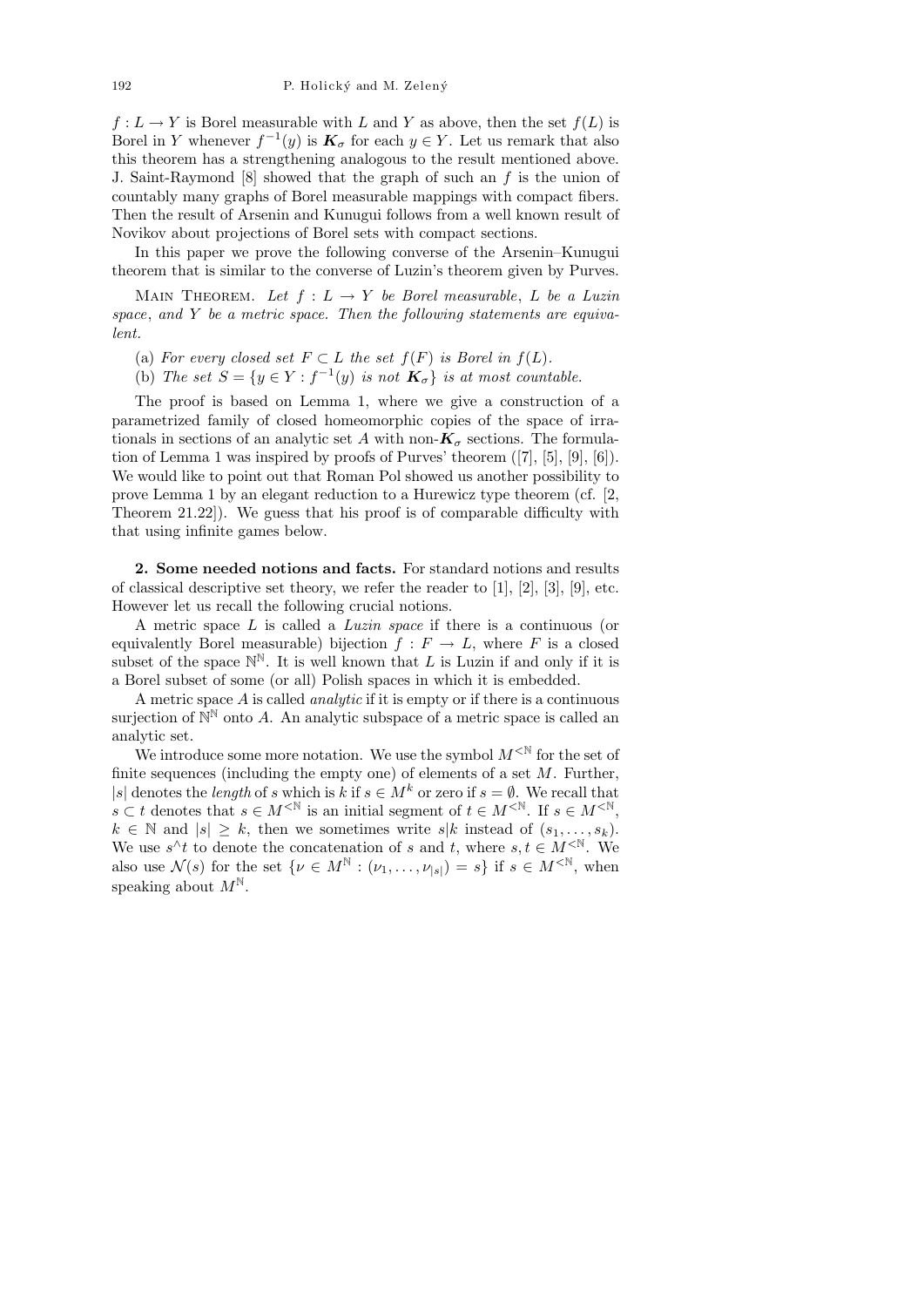$f : L \to Y$ is Borel measurable with $L$ and $Y$ as above, then the set $f(L)$ is Borel in $Y$ whenever $f^{-1}(y)$ is $\boldsymbol{K}_\sigma$ for each $y \in Y$. Let us remark that also this theorem has a strengthening analogous to the result mentioned above. J. Saint-Raymond [8] showed that the graph of such an $f$ is the union of countably many graphs of Borel measurable mappings with compact fibers. Then the result of Arsenin and Kunugui follows from a well known result of Novikov about projections of Borel sets with compact sections.

In this paper we prove the following converse of the Arsenin–Kunugui theorem that is similar to the converse of Luzin's theorem given by Purves.

Main Theorem. *Let $f : L \to Y$ be Borel measurable, $L$ be a Luzin space, and $Y$ be a metric space. Then the following statements are equivalent.*

(a) *For every closed set $F \subset L$ the set $f(F)$ is Borel in $f(L)$.*

(b) *The set $S = \{y \in Y : f^{-1}(y)$ is not $\boldsymbol{K}_\sigma\}$ is at most countable.*

The proof is based on Lemma 1, where we give a construction of a parametrized family of closed homeomorphic copies of the space of irrationals in sections of an analytic set $A$ with non-$\boldsymbol{K}_\sigma$ sections. The formulation of Lemma 1 was inspired by proofs of Purves' theorem ([7], [5], [9], [6]). We would like to point out that Roman Pol showed us another possibility to prove Lemma 1 by an elegant reduction to a Hurewicz type theorem (cf. [2, Theorem 21.22]). We guess that his proof is of comparable difficulty with that using infinite games below.

## 2. Some needed notions and facts.

For standard notions and results of classical descriptive set theory, we refer the reader to [1], [2], [3], [9], etc. However let us recall the following crucial notions.

A metric space $L$ is called a *Luzin space* if there is a continuous (or equivalently Borel measurable) bijection $f : F \to L$, where $F$ is a closed subset of the space $\mathbb{N}^\mathbb{N}$. It is well known that $L$ is Luzin if and only if it is a Borel subset of some (or all) Polish spaces in which it is embedded.

A metric space $A$ is called *analytic* if it is empty or if there is a continuous surjection of $\mathbb{N}^\mathbb{N}$ onto $A$. An analytic subspace of a metric space is called an analytic set.

We introduce some more notation. We use the symbol $M^{<\mathbb{N}}$ for the set of finite sequences (including the empty one) of elements of a set $M$. Further, $|s|$ denotes the *length* of $s$ which is $k$ if $s \in M^k$ or zero if $s = \emptyset$. We recall that $s \subset t$ denotes that $s \in M^{<\mathbb{N}}$ is an initial segment of $t \in M^{<\mathbb{N}}$. If $s \in M^{<\mathbb{N}}$, $k \in \mathbb{N}$ and $|s| \geq k$, then we sometimes write $s|k$ instead of $(s_1, \ldots, s_k)$. We use $s^\wedge t$ to denote the concatenation of $s$ and $t$, where $s, t \in M^{<\mathbb{N}}$. We also use $\mathcal{N}(s)$ for the set $\{\nu \in M^\mathbb{N} : (\nu_1, \ldots, \nu_{|s|}) = s\}$ if $s \in M^{<\mathbb{N}}$, when speaking about $M^\mathbb{N}$.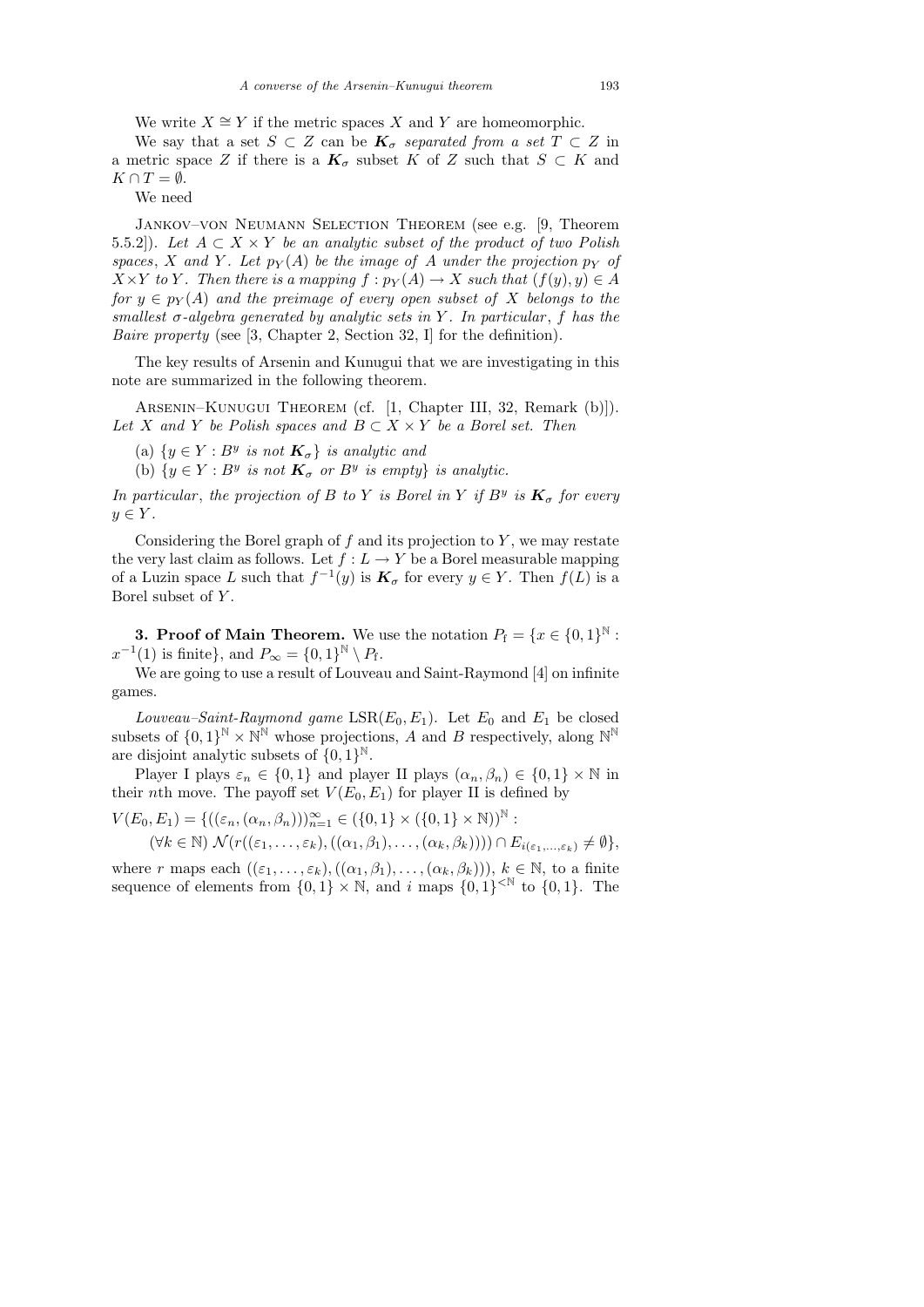We write $X \cong Y$ if the metric spaces $X$ and $Y$ are homeomorphic.

We say that a set $S \subset Z$ can be $\boldsymbol{K}_\sigma$ *separated from a set* $T \subset Z$ in a metric space $Z$ if there is a $\boldsymbol{K}_\sigma$ subset $K$ of $Z$ such that $S \subset K$ and $K \cap T = \emptyset$.

We need

Jankov–von Neumann Selection Theorem (see e.g. [9, Theorem 5.5.2]). *Let $A \subset X \times Y$ be an analytic subset of the product of two Polish spaces*, $X$ *and* $Y$. *Let $p_Y(A)$ be the image of $A$ under the projection $p_Y$ of $X \times Y$ to $Y$. Then there is a mapping $f : p_Y(A) \to X$ such that $(f(y), y) \in A$ for $y \in p_Y(A)$ and the preimage of every open subset of $X$ belongs to the smallest $\sigma$-algebra generated by analytic sets in $Y$. In particular*, $f$ *has the Baire property* (see [3, Chapter 2, Section 32, I] for the definition).

The key results of Arsenin and Kunugui that we are investigating in this note are summarized in the following theorem.

Arsenin–Kunugui Theorem (cf. [1, Chapter III, 32, Remark (b)]). *Let $X$ and $Y$ be Polish spaces and $B \subset X \times Y$ be a Borel set. Then*

(a) $\{y \in Y : B^y$ *is not* $\boldsymbol{K}_\sigma\}$ *is analytic and*

(b) $\{y \in Y : B^y$ *is not* $\boldsymbol{K}_\sigma$ *or* $B^y$ *is empty*$\}$ *is analytic.*

*In particular*, *the projection of $B$ to $Y$ is Borel in $Y$ if $B^y$ is $\boldsymbol{K}_\sigma$ for every* $y \in Y$.

Considering the Borel graph of $f$ and its projection to $Y$, we may restate the very last claim as follows. Let $f : L \to Y$ be a Borel measurable mapping of a Luzin space $L$ such that $f^{-1}(y)$ is $\boldsymbol{K}_\sigma$ for every $y \in Y$. Then $f(L)$ is a Borel subset of $Y$.

**3. Proof of Main Theorem.** We use the notation $P_{\mathrm{f}} = \{x \in \{0,1\}^{\mathbb{N}} : x^{-1}(1)$ is finite$\}$, and $P_\infty = \{0,1\}^{\mathbb{N}} \setminus P_{\mathrm{f}}$.

We are going to use a result of Louveau and Saint-Raymond [4] on infinite games.

*Louveau–Saint-Raymond game* $\mathrm{LSR}(E_0, E_1)$. Let $E_0$ and $E_1$ be closed subsets of $\{0,1\}^{\mathbb{N}} \times \mathbb{N}^{\mathbb{N}}$ whose projections, $A$ and $B$ respectively, along $\mathbb{N}^{\mathbb{N}}$ are disjoint analytic subsets of $\{0,1\}^{\mathbb{N}}$.

Player I plays $\varepsilon_n \in \{0,1\}$ and player II plays $(\alpha_n, \beta_n) \in \{0,1\} \times \mathbb{N}$ in their $n$th move. The payoff set $V(E_0, E_1)$ for player II is defined by

$$V(E_0, E_1) = \{((\varepsilon_n, (\alpha_n, \beta_n)))_{n=1}^\infty \in (\{0,1\} \times (\{0,1\} \times \mathbb{N}))^{\mathbb{N}} :$$
$$(\forall k \in \mathbb{N})\ \mathcal{N}(r((\varepsilon_1, \ldots, \varepsilon_k), ((\alpha_1, \beta_1), \ldots, (\alpha_k, \beta_k)))) \cap E_{i(\varepsilon_1, \ldots, \varepsilon_k)} \neq \emptyset\},$$

where $r$ maps each $((\varepsilon_1, \ldots, \varepsilon_k), ((\alpha_1, \beta_1), \ldots, (\alpha_k, \beta_k)))$, $k \in \mathbb{N}$, to a finite sequence of elements from $\{0,1\} \times \mathbb{N}$, and $i$ maps $\{0,1\}^{<\mathbb{N}}$ to $\{0,1\}$. The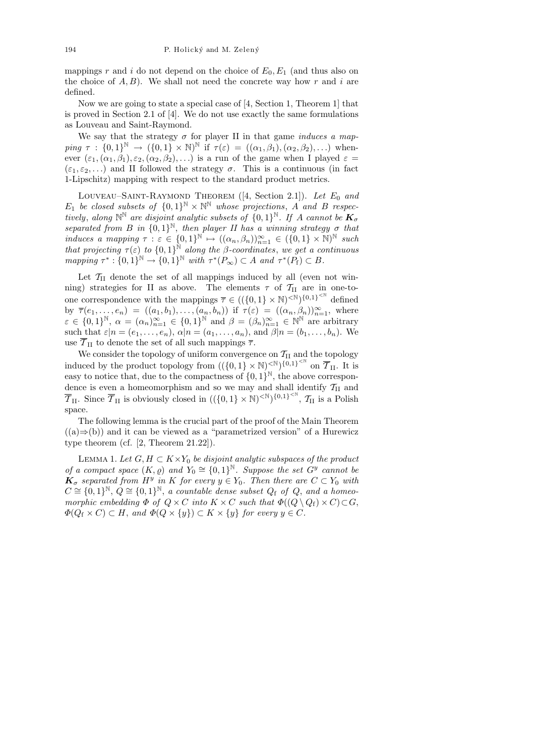mappings $r$ and $i$ do not depend on the choice of $E_0, E_1$ (and thus also on the choice of $A, B$). We shall not need the concrete way how $r$ and $i$ are defined.

Now we are going to state a special case of [4, Section 1, Theorem 1] that is proved in Section 2.1 of [4]. We do not use exactly the same formulations as Louveau and Saint-Raymond.

We say that the strategy $\sigma$ for player II in that game *induces a mapping* $\tau : \{0,1\}^{\mathbb{N}} \to (\{0,1\} \times \mathbb{N})^{\mathbb{N}}$ if $\tau(\varepsilon) = ((\alpha_1, \beta_1), (\alpha_2, \beta_2), \ldots)$ whenever $(\varepsilon_1, (\alpha_1, \beta_1), \varepsilon_2, (\alpha_2, \beta_2), \ldots)$ is a run of the game when I played $\varepsilon = (\varepsilon_1, \varepsilon_2, \ldots)$ and II followed the strategy $\sigma$. This is a continuous (in fact 1-Lipschitz) mapping with respect to the standard product metrics.

Louveau–Saint-Raymond Theorem ([4, Section 2.1]). *Let $E_0$ and $E_1$ be closed subsets of $\{0,1\}^{\mathbb{N}} \times \mathbb{N}^{\mathbb{N}}$ whose projections, $A$ and $B$ respectively, along $\mathbb{N}^{\mathbb{N}}$ are disjoint analytic subsets of $\{0,1\}^{\mathbb{N}}$. If $A$ cannot be $\boldsymbol{K}_\sigma$ separated from $B$ in $\{0,1\}^{\mathbb{N}}$, then player II has a winning strategy $\sigma$ that induces a mapping $\tau : \varepsilon \in \{0,1\}^{\mathbb{N}} \mapsto ((\alpha_n, \beta_n))_{n=1}^{\infty} \in (\{0,1\} \times \mathbb{N})^{\mathbb{N}}$ such that projecting $\tau(\varepsilon)$ to $\{0,1\}^{\mathbb{N}}$ along the $\beta$-coordinates, we get a continuous mapping $\tau^* : \{0,1\}^{\mathbb{N}} \to \{0,1\}^{\mathbb{N}}$ with $\tau^*(P_\infty) \subset A$ and $\tau^*(P_{\mathrm{f}}) \subset B$.*

Let $\mathcal{T}_{\mathrm{II}}$ denote the set of all mappings induced by all (even not winning) strategies for II as above. The elements $\tau$ of $\mathcal{T}_{\mathrm{II}}$ are in one-to-one correspondence with the mappings $\overline{\tau} \in ((\{0,1\} \times \mathbb{N})^{<\mathbb{N}})^{\{0,1\}^{<\mathbb{N}}}$ defined by $\overline{\tau}(e_1, \ldots, e_n) = ((a_1, b_1), \ldots, (a_n, b_n))$ if $\tau(\varepsilon) = ((\alpha_n, \beta_n))_{n=1}^{\infty}$, where $\varepsilon \in \{0,1\}^{\mathbb{N}}$, $\alpha = (\alpha_n)_{n=1}^{\infty} \in \{0,1\}^{\mathbb{N}}$ and $\beta = (\beta_n)_{n=1}^{\infty} \in \mathbb{N}^{\mathbb{N}}$ are arbitrary such that $\varepsilon | n = (e_1, \ldots, e_n)$, $\alpha | n = (a_1, \ldots, a_n)$, and $\beta | n = (b_1, \ldots, b_n)$. We use $\overline{\mathcal{T}}_{\mathrm{II}}$ to denote the set of all such mappings $\overline{\tau}$.

We consider the topology of uniform convergence on $\mathcal{T}_{\mathrm{II}}$ and the topology induced by the product topology from $((\{0,1\} \times \mathbb{N})^{<\mathbb{N}})^{\{0,1\}^{<\mathbb{N}}}$ on $\overline{\mathcal{T}}_{\mathrm{II}}$. It is easy to notice that, due to the compactness of $\{0,1\}^{\mathbb{N}}$, the above correspondence is even a homeomorphism and so we may and shall identify $\mathcal{T}_{\mathrm{II}}$ and $\overline{\mathcal{T}}_{\mathrm{II}}$. Since $\overline{\mathcal{T}}_{\mathrm{II}}$ is obviously closed in $((\{0,1\} \times \mathbb{N})^{<\mathbb{N}})^{\{0,1\}^{<\mathbb{N}}}$, $\mathcal{T}_{\mathrm{II}}$ is a Polish space.

The following lemma is the crucial part of the proof of the Main Theorem ((a)$\Rightarrow$(b)) and it can be viewed as a "parametrized version" of a Hurewicz type theorem (cf. [2, Theorem 21.22]).

Lemma 1. *Let $G, H \subset K \times Y_0$ be disjoint analytic subspaces of the product of a compact space $(K, \varrho)$ and $Y_0 \cong \{0,1\}^{\mathbb{N}}$. Suppose the set $G^y$ cannot be $\boldsymbol{K}_\sigma$ separated from $H^y$ in $K$ for every $y \in Y_0$. Then there are $C \subset Y_0$ with $C \cong \{0,1\}^{\mathbb{N}}$, $Q \cong \{0,1\}^{\mathbb{N}}$, a countable dense subset $Q_{\mathrm{f}}$ of $Q$, and a homeomorphic embedding $\Phi$ of $Q \times C$ into $K \times C$ such that $\Phi((Q \setminus Q_{\mathrm{f}}) \times C) \subset G$, $\Phi(Q_{\mathrm{f}} \times C) \subset H$, and $\Phi(Q \times \{y\}) \subset K \times \{y\}$ for every $y \in C$.*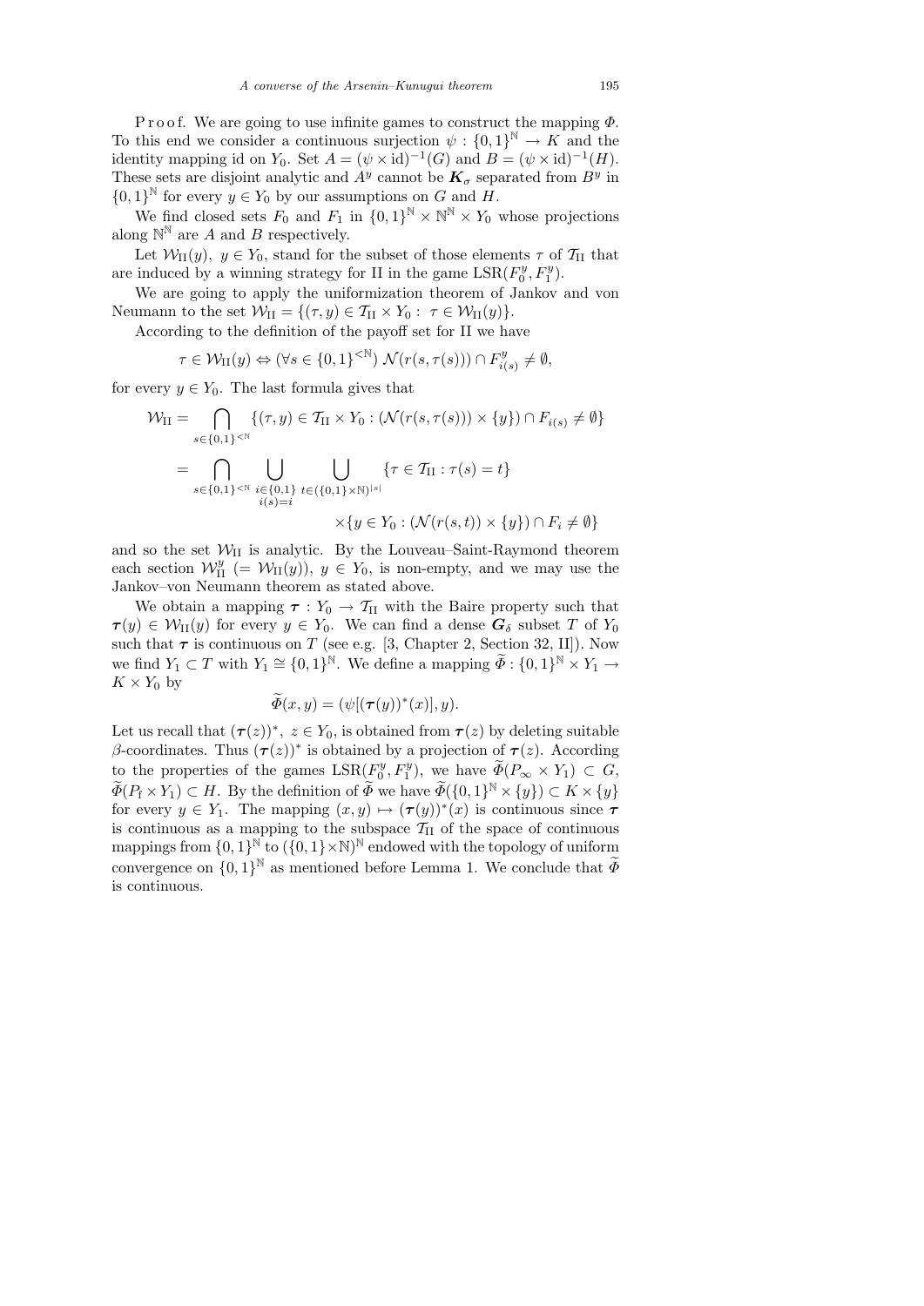P r o o f. We are going to use infinite games to construct the mapping $\Phi$. To this end we consider a continuous surjection $\psi : \{0,1\}^{\mathbb{N}} \to K$ and the identity mapping id on $Y_0$. Set $A = (\psi \times \mathrm{id})^{-1}(G)$ and $B = (\psi \times \mathrm{id})^{-1}(H)$. These sets are disjoint analytic and $A^y$ cannot be $\boldsymbol{K}_\sigma$ separated from $B^y$ in $\{0,1\}^{\mathbb{N}}$ for every $y \in Y_0$ by our assumptions on $G$ and $H$.

We find closed sets $F_0$ and $F_1$ in $\{0,1\}^{\mathbb{N}} \times \mathbb{N}^{\mathbb{N}} \times Y_0$ whose projections along $\mathbb{N}^{\mathbb{N}}$ are $A$ and $B$ respectively.

Let $\mathcal{W}_{\mathrm{II}}(y)$, $y \in Y_0$, stand for the subset of those elements $\tau$ of $\mathcal{T}_{\mathrm{II}}$ that are induced by a winning strategy for II in the game $\mathrm{LSR}(F_0^y, F_1^y)$.

We are going to apply the uniformization theorem of Jankov and von Neumann to the set $\mathcal{W}_{\mathrm{II}} = \{(\tau, y) \in \mathcal{T}_{\mathrm{II}} \times Y_0 : \tau \in \mathcal{W}_{\mathrm{II}}(y)\}$.

According to the definition of the payoff set for II we have

$$\tau \in \mathcal{W}_{\mathrm{II}}(y) \Leftrightarrow (\forall s \in \{0,1\}^{<\mathbb{N}})\ \mathcal{N}(r(s,\tau(s))) \cap F^y_{i(s)} \neq \emptyset,$$

for every $y \in Y_0$. The last formula gives that

$$\begin{aligned}
\mathcal{W}_{\mathrm{II}} &= \bigcap_{s \in \{0,1\}^{<\mathbb{N}}} \{(\tau, y) \in \mathcal{T}_{\mathrm{II}} \times Y_0 : (\mathcal{N}(r(s,\tau(s))) \times \{y\}) \cap F_{i(s)} \neq \emptyset\} \\
&= \bigcap_{s \in \{0,1\}^{<\mathbb{N}}} \bigcup_{\substack{i \in \{0,1\} \\ i(s) = i}} \bigcup_{t \in (\{0,1\} \times \mathbb{N})^{|s|}} \{\tau \in \mathcal{T}_{\mathrm{II}} : \tau(s) = t\} \\
&\qquad\qquad \times \{y \in Y_0 : (\mathcal{N}(r(s,t)) \times \{y\}) \cap F_i \neq \emptyset\}
\end{aligned}$$

and so the set $\mathcal{W}_{\mathrm{II}}$ is analytic. By the Louveau–Saint-Raymond theorem each section $\mathcal{W}_{\mathrm{II}}^y$ $(= \mathcal{W}_{\mathrm{II}}(y))$, $y \in Y_0$, is non-empty, and we may use the Jankov–von Neumann theorem as stated above.

We obtain a mapping $\boldsymbol{\tau} : Y_0 \to \mathcal{T}_{\mathrm{II}}$ with the Baire property such that $\boldsymbol{\tau}(y) \in \mathcal{W}_{\mathrm{II}}(y)$ for every $y \in Y_0$. We can find a dense $\boldsymbol{G}_\delta$ subset $T$ of $Y_0$ such that $\boldsymbol{\tau}$ is continuous on $T$ (see e.g. [3, Chapter 2, Section 32, II]). Now we find $Y_1 \subset T$ with $Y_1 \cong \{0,1\}^{\mathbb{N}}$. We define a mapping $\widetilde{\Phi} : \{0,1\}^{\mathbb{N}} \times Y_1 \to K \times Y_0$ by

$$\widetilde{\Phi}(x, y) = (\psi[(\boldsymbol{\tau}(y))^*(x)], y).$$

Let us recall that $(\boldsymbol{\tau}(z))^*$, $z \in Y_0$, is obtained from $\boldsymbol{\tau}(z)$ by deleting suitable $\beta$-coordinates. Thus $(\boldsymbol{\tau}(z))^*$ is obtained by a projection of $\boldsymbol{\tau}(z)$. According to the properties of the games $\mathrm{LSR}(F_0^y, F_1^y)$, we have $\widetilde{\Phi}(P_\infty \times Y_1) \subset G$, $\widetilde{\Phi}(P_{\mathrm{f}} \times Y_1) \subset H$. By the definition of $\widetilde{\Phi}$ we have $\widetilde{\Phi}(\{0,1\}^{\mathbb{N}} \times \{y\}) \subset K \times \{y\}$ for every $y \in Y_1$. The mapping $(x, y) \mapsto (\boldsymbol{\tau}(y))^*(x)$ is continuous since $\boldsymbol{\tau}$ is continuous as a mapping to the subspace $\mathcal{T}_{\mathrm{II}}$ of the space of continuous mappings from $\{0,1\}^{\mathbb{N}}$ to $(\{0,1\} \times \mathbb{N})^{\mathbb{N}}$ endowed with the topology of uniform convergence on $\{0,1\}^{\mathbb{N}}$ as mentioned before Lemma 1. We conclude that $\widetilde{\Phi}$ is continuous.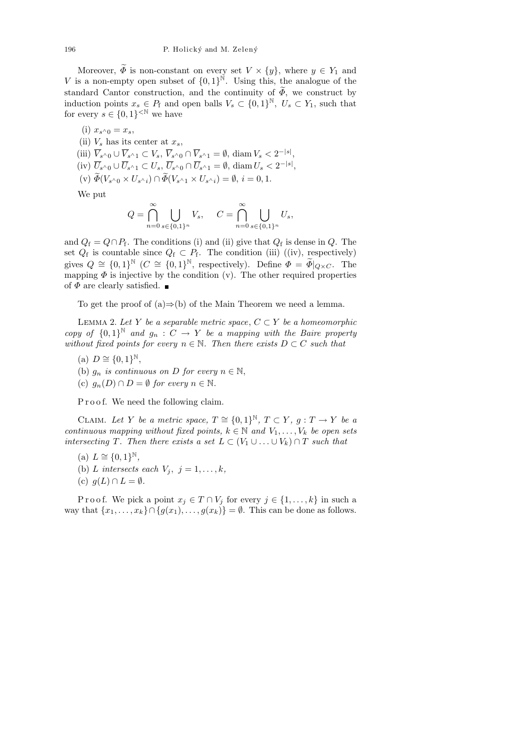Moreover, $\widetilde{\Phi}$ is non-constant on every set $V \times \{y\}$, where $y \in Y_1$ and $V$ is a non-empty open subset of $\{0,1\}^{\mathbb{N}}$. Using this, the analogue of the standard Cantor construction, and the continuity of $\widetilde{\Phi}$, we construct by induction points $x_s \in P_{\mathrm{f}}$ and open balls $V_s \subset \{0,1\}^{\mathbb{N}}$, $U_s \subset Y_1$, such that for every $s \in \{0,1\}^{<\mathbb{N}}$ we have

(i) $x_{s^\wedge 0} = x_s$,

(ii) $V_s$ has its center at $x_s$,

(iii) $\overline{V}_{s^\wedge 0} \cup \overline{V}_{s^\wedge 1} \subset V_s$, $\overline{V}_{s^\wedge 0} \cap \overline{V}_{s^\wedge 1} = \emptyset$, $\operatorname{diam} V_s < 2^{-|s|}$,

(iv) $\overline{U}_{s^\wedge 0} \cup \overline{U}_{s^\wedge 1} \subset U_s$, $\overline{U}_{s^\wedge 0} \cap \overline{U}_{s^\wedge 1} = \emptyset$, $\operatorname{diam} U_s < 2^{-|s|}$,

(v) $\widetilde{\Phi}(V_{s^\wedge 0} \times U_{s^\wedge i}) \cap \widetilde{\Phi}(V_{s^\wedge 1} \times U_{s^\wedge i}) = \emptyset$, $i = 0, 1$.

We put

$$Q = \bigcap_{n=0}^{\infty} \bigcup_{s \in \{0,1\}^n} V_s, \qquad C = \bigcap_{n=0}^{\infty} \bigcup_{s \in \{0,1\}^n} U_s,$$

and $Q_{\mathrm{f}} = Q \cap P_{\mathrm{f}}$. The conditions (i) and (ii) give that $Q_{\mathrm{f}}$ is dense in $Q$. The set $Q_{\mathrm{f}}$ is countable since $Q_{\mathrm{f}} \subset P_{\mathrm{f}}$. The condition (iii) ((iv), respectively) gives $Q \cong \{0,1\}^{\mathbb{N}}$ ($C \cong \{0,1\}^{\mathbb{N}}$, respectively). Define $\Phi = \widetilde{\Phi}|_{Q \times C}$. The mapping $\Phi$ is injective by the condition (v). The other required properties of $\Phi$ are clearly satisfied. ∎

To get the proof of (a)⇒(b) of the Main Theorem we need a lemma.

Lemma 2. *Let $Y$ be a separable metric space, $C \subset Y$ be a homeomorphic copy of $\{0,1\}^{\mathbb{N}}$ and $g_n : C \to Y$ be a mapping with the Baire property without fixed points for every $n \in \mathbb{N}$. Then there exists $D \subset C$ such that*

(a) $D \cong \{0,1\}^{\mathbb{N}}$,

(b) *$g_n$ is continuous on $D$ for every $n \in \mathbb{N}$,*

(c) $g_n(D) \cap D = \emptyset$ *for every* $n \in \mathbb{N}$.

Proof. We need the following claim.

Claim. *Let $Y$ be a metric space, $T \cong \{0,1\}^{\mathbb{N}}$, $T \subset Y$, $g : T \to Y$ be a continuous mapping without fixed points, $k \in \mathbb{N}$ and $V_1, \ldots, V_k$ be open sets intersecting $T$. Then there exists a set $L \subset (V_1 \cup \ldots \cup V_k) \cap T$ such that*

(a) $L \cong \{0,1\}^{\mathbb{N}}$,

(b) *$L$ intersects each $V_j$, $j = 1, \ldots, k$,*

(c) $g(L) \cap L = \emptyset$.

Proof. We pick a point $x_j \in T \cap V_j$ for every $j \in \{1, \ldots, k\}$ in such a way that $\{x_1, \ldots, x_k\} \cap \{g(x_1), \ldots, g(x_k)\} = \emptyset$. This can be done as follows.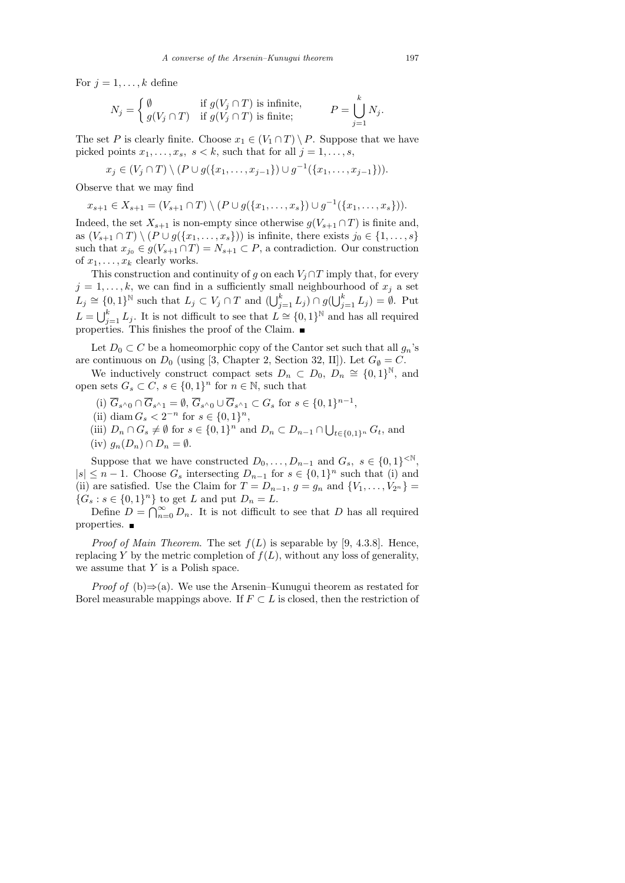For $j = 1, \dots, k$ define

$$N_j = \begin{cases} \emptyset & \text{if } g(V_j \cap T) \text{ is infinite,} \\ g(V_j \cap T) & \text{if } g(V_j \cap T) \text{ is finite;} \end{cases} \qquad P = \bigcup_{j=1}^{k} N_j.$$

The set $P$ is clearly finite. Choose $x_1 \in (V_1 \cap T) \setminus P$. Suppose that we have picked points $x_1, \dots, x_s$, $s < k$, such that for all $j = 1, \dots, s$,

$$x_j \in (V_j \cap T) \setminus (P \cup g(\{x_1, \dots, x_{j-1}\}) \cup g^{-1}(\{x_1, \dots, x_{j-1}\})).$$

Observe that we may find

$$x_{s+1} \in X_{s+1} = (V_{s+1} \cap T) \setminus (P \cup g(\{x_1, \dots, x_s\}) \cup g^{-1}(\{x_1, \dots, x_s\})).$$

Indeed, the set $X_{s+1}$ is non-empty since otherwise $g(V_{s+1} \cap T)$ is finite and, as $(V_{s+1} \cap T) \setminus (P \cup g(\{x_1, \dots, x_s\}))$ is infinite, there exists $j_0 \in \{1, \dots, s\}$ such that $x_{j_0} \in g(V_{s+1} \cap T) = N_{s+1} \subset P$, a contradiction. Our construction of $x_1, \dots, x_k$ clearly works.

This construction and continuity of $g$ on each $V_j \cap T$ imply that, for every $j = 1, \dots, k$, we can find in a sufficiently small neighbourhood of $x_j$ a set $L_j \cong \{0,1\}^{\mathbb{N}}$ such that $L_j \subset V_j \cap T$ and $(\bigcup_{j=1}^k L_j) \cap g(\bigcup_{j=1}^k L_j) = \emptyset$. Put $L = \bigcup_{j=1}^k L_j$. It is not difficult to see that $L \cong \{0,1\}^{\mathbb{N}}$ and has all required properties. This finishes the proof of the Claim. ■

Let $D_0 \subset C$ be a homeomorphic copy of the Cantor set such that all $g_n$'s are continuous on $D_0$ (using [3, Chapter 2, Section 32, II]). Let $G_\emptyset = C$.

We inductively construct compact sets $D_n \subset D_0$, $D_n \cong \{0,1\}^{\mathbb{N}}$, and open sets $G_s \subset C$, $s \in \{0,1\}^n$ for $n \in \mathbb{N}$, such that

(i) $\overline{G}_{s^\frown 0} \cap \overline{G}_{s^\frown 1} = \emptyset$, $\overline{G}_{s^\frown 0} \cup \overline{G}_{s^\frown 1} \subset G_s$ for $s \in \{0,1\}^{n-1}$,

(ii) $\operatorname{diam} G_s < 2^{-n}$ for $s \in \{0,1\}^n$,

(iii) $D_n \cap G_s \neq \emptyset$ for $s \in \{0,1\}^n$ and $D_n \subset D_{n-1} \cap \bigcup_{t \in \{0,1\}^n} G_t$, and

(iv) $g_n(D_n) \cap D_n = \emptyset$.

Suppose that we have constructed $D_0, \dots, D_{n-1}$ and $G_s$, $s \in \{0,1\}^{<\mathbb{N}}$, $|s| \le n-1$. Choose $G_s$ intersecting $D_{n-1}$ for $s \in \{0,1\}^n$ such that (i) and (ii) are satisfied. Use the Claim for $T = D_{n-1}$, $g = g_n$ and $\{V_1, \dots, V_{2^n}\} = \{G_s : s \in \{0,1\}^n\}$ to get $L$ and put $D_n = L$.

Define $D = \bigcap_{n=0}^\infty D_n$. It is not difficult to see that $D$ has all required properties. ■

*Proof of Main Theorem.* The set $f(L)$ is separable by [9, 4.3.8]. Hence, replacing $Y$ by the metric completion of $f(L)$, without any loss of generality, we assume that $Y$ is a Polish space.

*Proof of* (b)⇒(a). We use the Arsenin–Kunugui theorem as restated for Borel measurable mappings above. If $F \subset L$ is closed, then the restriction of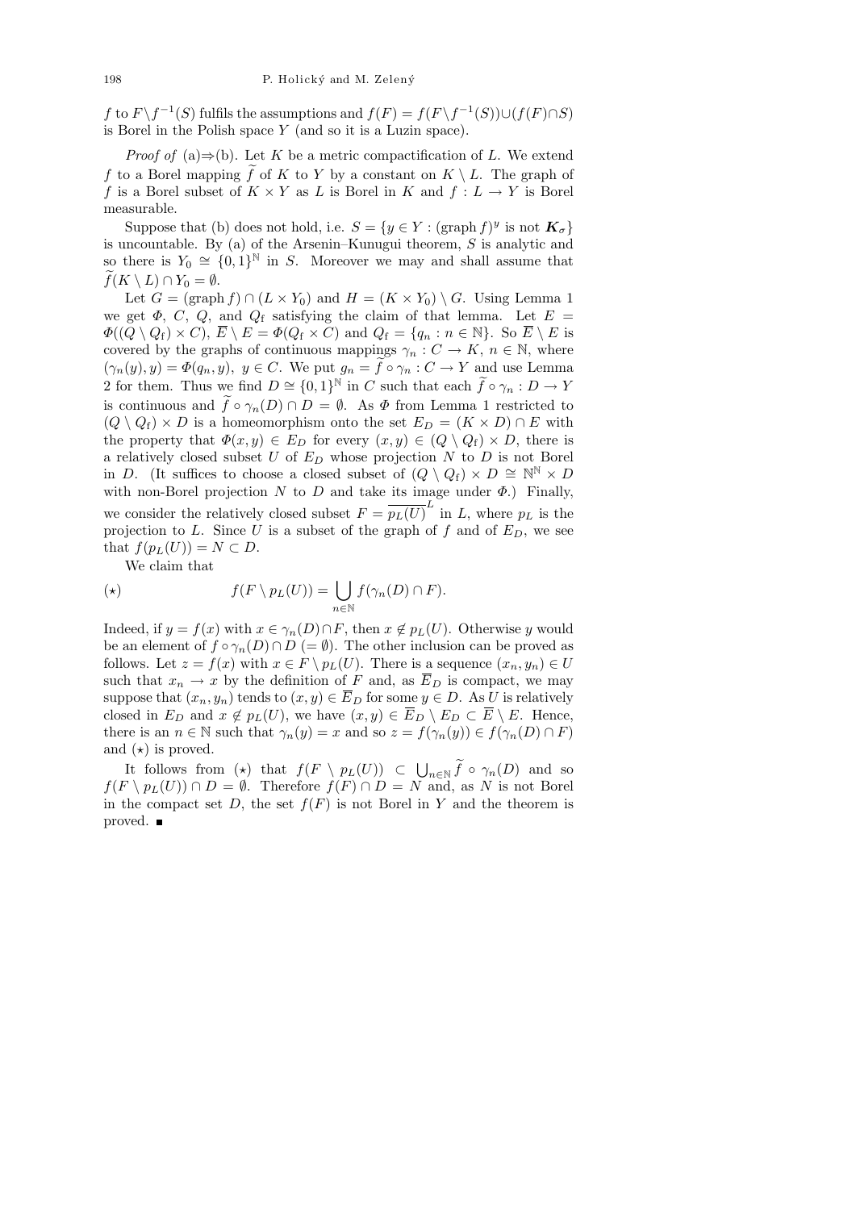$f$ to $F \setminus f^{-1}(S)$ fulfils the assumptions and $f(F) = f(F \setminus f^{-1}(S)) \cup (f(F) \cap S)$ is Borel in the Polish space $Y$ (and so it is a Luzin space).

*Proof of* (a)$\Rightarrow$(b). Let $K$ be a metric compactification of $L$. We extend $f$ to a Borel mapping $\widetilde{f}$ of $K$ to $Y$ by a constant on $K \setminus L$. The graph of $f$ is a Borel subset of $K \times Y$ as $L$ is Borel in $K$ and $f : L \to Y$ is Borel measurable.

Suppose that (b) does not hold, i.e. $S = \{y \in Y : (\operatorname{graph} f)^y \text{ is not } \boldsymbol{K}_\sigma\}$ is uncountable. By (a) of the Arsenin–Kunugui theorem, $S$ is analytic and so there is $Y_0 \cong \{0,1\}^{\mathbb{N}}$ in $S$. Moreover we may and shall assume that $\widetilde{f}(K \setminus L) \cap Y_0 = \emptyset$.

Let $G = (\operatorname{graph} f) \cap (L \times Y_0)$ and $H = (K \times Y_0) \setminus G$. Using Lemma 1 we get $\Phi$, $C$, $Q$, and $Q_{\mathrm{f}}$ satisfying the claim of that lemma. Let $E = \Phi((Q \setminus Q_{\mathrm{f}}) \times C)$, $\overline{E} \setminus E = \Phi(Q_{\mathrm{f}} \times C)$ and $Q_{\mathrm{f}} = \{q_n : n \in \mathbb{N}\}$. So $\overline{E} \setminus E$ is covered by the graphs of continuous mappings $\gamma_n : C \to K$, $n \in \mathbb{N}$, where $(\gamma_n(y), y) = \Phi(q_n, y)$, $y \in C$. We put $g_n = \widetilde{f} \circ \gamma_n : C \to Y$ and use Lemma 2 for them. Thus we find $D \cong \{0,1\}^{\mathbb{N}}$ in $C$ such that each $\widetilde{f} \circ \gamma_n : D \to Y$ is continuous and $\widetilde{f} \circ \gamma_n(D) \cap D = \emptyset$. As $\Phi$ from Lemma 1 restricted to $(Q \setminus Q_{\mathrm{f}}) \times D$ is a homeomorphism onto the set $E_D = (K \times D) \cap E$ with the property that $\Phi(x,y) \in E_D$ for every $(x,y) \in (Q \setminus Q_{\mathrm{f}}) \times D$, there is a relatively closed subset $U$ of $E_D$ whose projection $N$ to $D$ is not Borel in $D$. (It suffices to choose a closed subset of $(Q \setminus Q_{\mathrm{f}}) \times D \cong \mathbb{N}^{\mathbb{N}} \times D$ with non-Borel projection $N$ to $D$ and take its image under $\Phi$.) Finally, we consider the relatively closed subset $F = \overline{p_L(U)}^L$ in $L$, where $p_L$ is the projection to $L$. Since $U$ is a subset of the graph of $f$ and of $E_D$, we see that $f(p_L(U)) = N \subset D$.

We claim that

$$(\star) \qquad f(F \setminus p_L(U)) = \bigcup_{n \in \mathbb{N}} f(\gamma_n(D) \cap F).$$

Indeed, if $y = f(x)$ with $x \in \gamma_n(D) \cap F$, then $x \notin p_L(U)$. Otherwise $y$ would be an element of $f \circ \gamma_n(D) \cap D$ $(= \emptyset)$. The other inclusion can be proved as follows. Let $z = f(x)$ with $x \in F \setminus p_L(U)$. There is a sequence $(x_n, y_n) \in U$ such that $x_n \to x$ by the definition of $F$ and, as $\overline{E}_D$ is compact, we may suppose that $(x_n, y_n)$ tends to $(x,y) \in \overline{E}_D$ for some $y \in D$. As $U$ is relatively closed in $E_D$ and $x \notin p_L(U)$, we have $(x,y) \in \overline{E}_D \setminus E_D \subset \overline{E} \setminus E$. Hence, there is an $n \in \mathbb{N}$ such that $\gamma_n(y) = x$ and so $z = f(\gamma_n(y)) \in f(\gamma_n(D) \cap F)$ and $(\star)$ is proved.

It follows from $(\star)$ that $f(F \setminus p_L(U)) \subset \bigcup_{n \in \mathbb{N}} \widetilde{f} \circ \gamma_n(D)$ and so $f(F \setminus p_L(U)) \cap D = \emptyset$. Therefore $f(F) \cap D = N$ and, as $N$ is not Borel in the compact set $D$, the set $f(F)$ is not Borel in $Y$ and the theorem is proved. ∎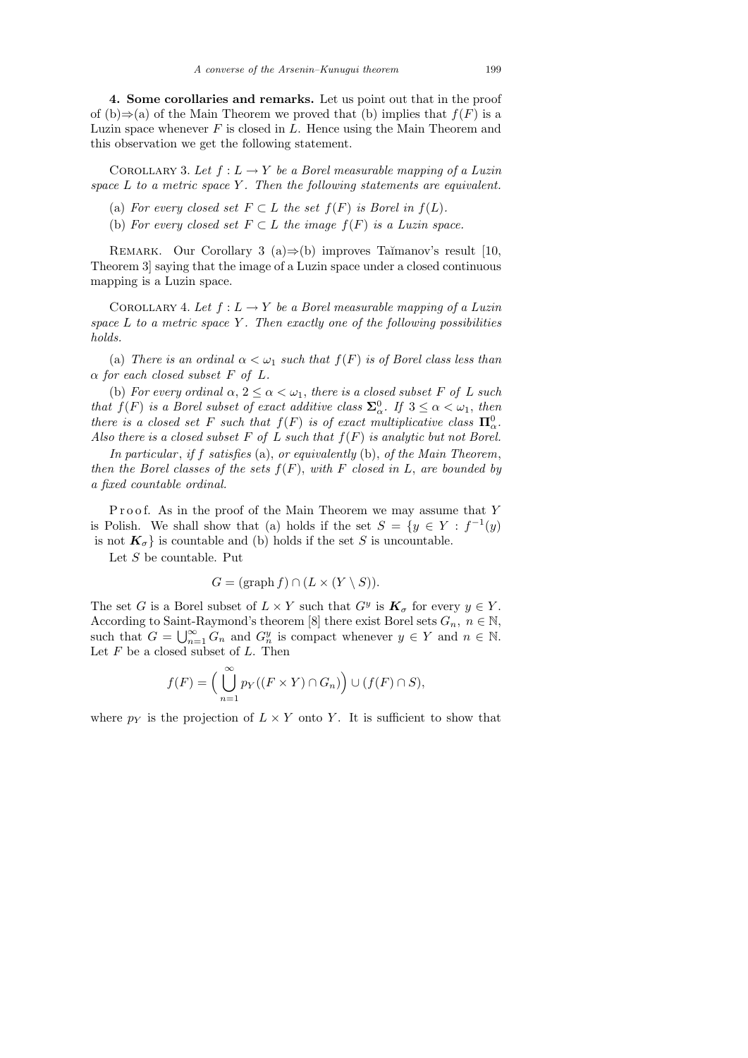**4. Some corollaries and remarks.** Let us point out that in the proof of (b)⇒(a) of the Main Theorem we proved that (b) implies that $f(F)$ is a Luzin space whenever $F$ is closed in $L$. Hence using the Main Theorem and this observation we get the following statement.

COROLLARY 3. *Let $f : L \to Y$ be a Borel measurable mapping of a Luzin space $L$ to a metric space $Y$. Then the following statements are equivalent.*

(a) *For every closed set $F \subset L$ the set $f(F)$ is Borel in $f(L)$.*

(b) *For every closed set $F \subset L$ the image $f(F)$ is a Luzin space.*

REMARK. Our Corollary 3 (a)⇒(b) improves Taĭmanov's result [10, Theorem 3] saying that the image of a Luzin space under a closed continuous mapping is a Luzin space.

COROLLARY 4. *Let $f : L \to Y$ be a Borel measurable mapping of a Luzin space $L$ to a metric space $Y$. Then exactly one of the following possibilities holds.*

(a) *There is an ordinal $\alpha < \omega_1$ such that $f(F)$ is of Borel class less than $\alpha$ for each closed subset $F$ of $L$.*

(b) *For every ordinal $\alpha$, $2 \leq \alpha < \omega_1$, there is a closed subset $F$ of $L$ such that $f(F)$ is a Borel subset of exact additive class $\mathbf{\Sigma}^0_\alpha$. If $3 \leq \alpha < \omega_1$, then there is a closed set $F$ such that $f(F)$ is of exact multiplicative class $\mathbf{\Pi}^0_\alpha$. Also there is a closed subset $F$ of $L$ such that $f(F)$ is analytic but not Borel.*

*In particular, if $f$ satisfies* (a), *or equivalently* (b), *of the Main Theorem, then the Borel classes of the sets $f(F)$, with $F$ closed in $L$, are bounded by a fixed countable ordinal.*

Proof. As in the proof of the Main Theorem we may assume that $Y$ is Polish. We shall show that (a) holds if the set $S = \{y \in Y : f^{-1}(y)$ is not $\boldsymbol{K}_\sigma\}$ is countable and (b) holds if the set $S$ is uncountable.

Let $S$ be countable. Put

$$G = (\operatorname{graph} f) \cap (L \times (Y \setminus S)).$$

The set $G$ is a Borel subset of $L \times Y$ such that $G^y$ is $\boldsymbol{K}_\sigma$ for every $y \in Y$. According to Saint-Raymond's theorem [8] there exist Borel sets $G_n$, $n \in \mathbb{N}$, such that $G = \bigcup_{n=1}^\infty G_n$ and $G_n^y$ is compact whenever $y \in Y$ and $n \in \mathbb{N}$. Let $F$ be a closed subset of $L$. Then

$$f(F) = \Big(\bigcup_{n=1}^{\infty} p_Y((F \times Y) \cap G_n)\Big) \cup (f(F) \cap S),$$

where $p_Y$ is the projection of $L \times Y$ onto $Y$. It is sufficient to show that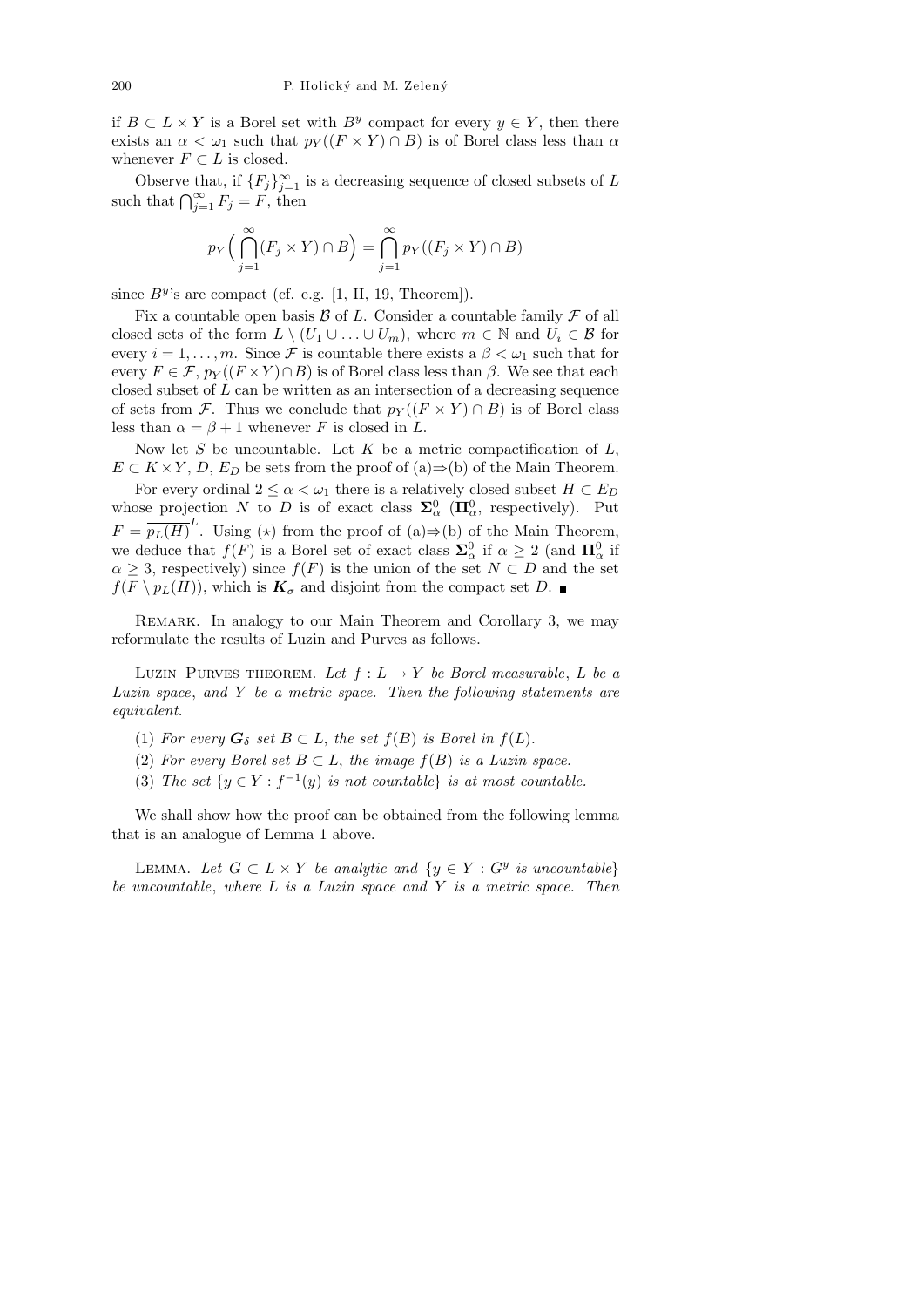if $B \subset L \times Y$ is a Borel set with $B^y$ compact for every $y \in Y$, then there exists an $\alpha < \omega_1$ such that $p_Y((F \times Y) \cap B)$ is of Borel class less than $\alpha$ whenever $F \subset L$ is closed.

Observe that, if $\{F_j\}_{j=1}^\infty$ is a decreasing sequence of closed subsets of $L$ such that $\bigcap_{j=1}^\infty F_j = F$, then

$$p_Y\Big(\bigcap_{j=1}^\infty (F_j \times Y) \cap B\Big) = \bigcap_{j=1}^\infty p_Y((F_j \times Y) \cap B)$$

since $B^y$'s are compact (cf. e.g. [1, II, 19, Theorem]).

Fix a countable open basis $\mathcal{B}$ of $L$. Consider a countable family $\mathcal{F}$ of all closed sets of the form $L \setminus (U_1 \cup \ldots \cup U_m)$, where $m \in \mathbb{N}$ and $U_i \in \mathcal{B}$ for every $i = 1, \ldots, m$. Since $\mathcal{F}$ is countable there exists a $\beta < \omega_1$ such that for every $F \in \mathcal{F}$, $p_Y((F \times Y) \cap B)$ is of Borel class less than $\beta$. We see that each closed subset of $L$ can be written as an intersection of a decreasing sequence of sets from $\mathcal{F}$. Thus we conclude that $p_Y((F \times Y) \cap B)$ is of Borel class less than $\alpha = \beta + 1$ whenever $F$ is closed in $L$.

Now let $S$ be uncountable. Let $K$ be a metric compactification of $L$, $E \subset K \times Y$, $D$, $E_D$ be sets from the proof of (a)⇒(b) of the Main Theorem.

For every ordinal $2 \le \alpha < \omega_1$ there is a relatively closed subset $H \subset E_D$ whose projection $N$ to $D$ is of exact class $\mathbf{\Sigma}^0_\alpha$ ($\mathbf{\Pi}^0_\alpha$, respectively). Put $F = \overline{p_L(H)}^L$. Using $(\star)$ from the proof of (a)⇒(b) of the Main Theorem, we deduce that $f(F)$ is a Borel set of exact class $\mathbf{\Sigma}^0_\alpha$ if $\alpha \ge 2$ (and $\mathbf{\Pi}^0_\alpha$ if $\alpha \ge 3$, respectively) since $f(F)$ is the union of the set $N \subset D$ and the set $f(F \setminus p_L(H))$, which is $\boldsymbol{K}_\sigma$ and disjoint from the compact set $D$. ∎

Remark. In analogy to our Main Theorem and Corollary 3, we may reformulate the results of Luzin and Purves as follows.

Luzin–Purves theorem. *Let $f : L \to Y$ be Borel measurable, $L$ be a Luzin space, and $Y$ be a metric space. Then the following statements are equivalent.*

(1) *For every $\boldsymbol{G}_\delta$ set $B \subset L$, the set $f(B)$ is Borel in $f(L)$.*

(2) *For every Borel set $B \subset L$, the image $f(B)$ is a Luzin space.*

(3) *The set $\{y \in Y : f^{-1}(y)$ is not countable$\}$ is at most countable.*

We shall show how the proof can be obtained from the following lemma that is an analogue of Lemma 1 above.

Lemma. *Let $G \subset L \times Y$ be analytic and $\{y \in Y : G^y$ is uncountable$\}$ be uncountable, where $L$ is a Luzin space and $Y$ is a metric space. Then*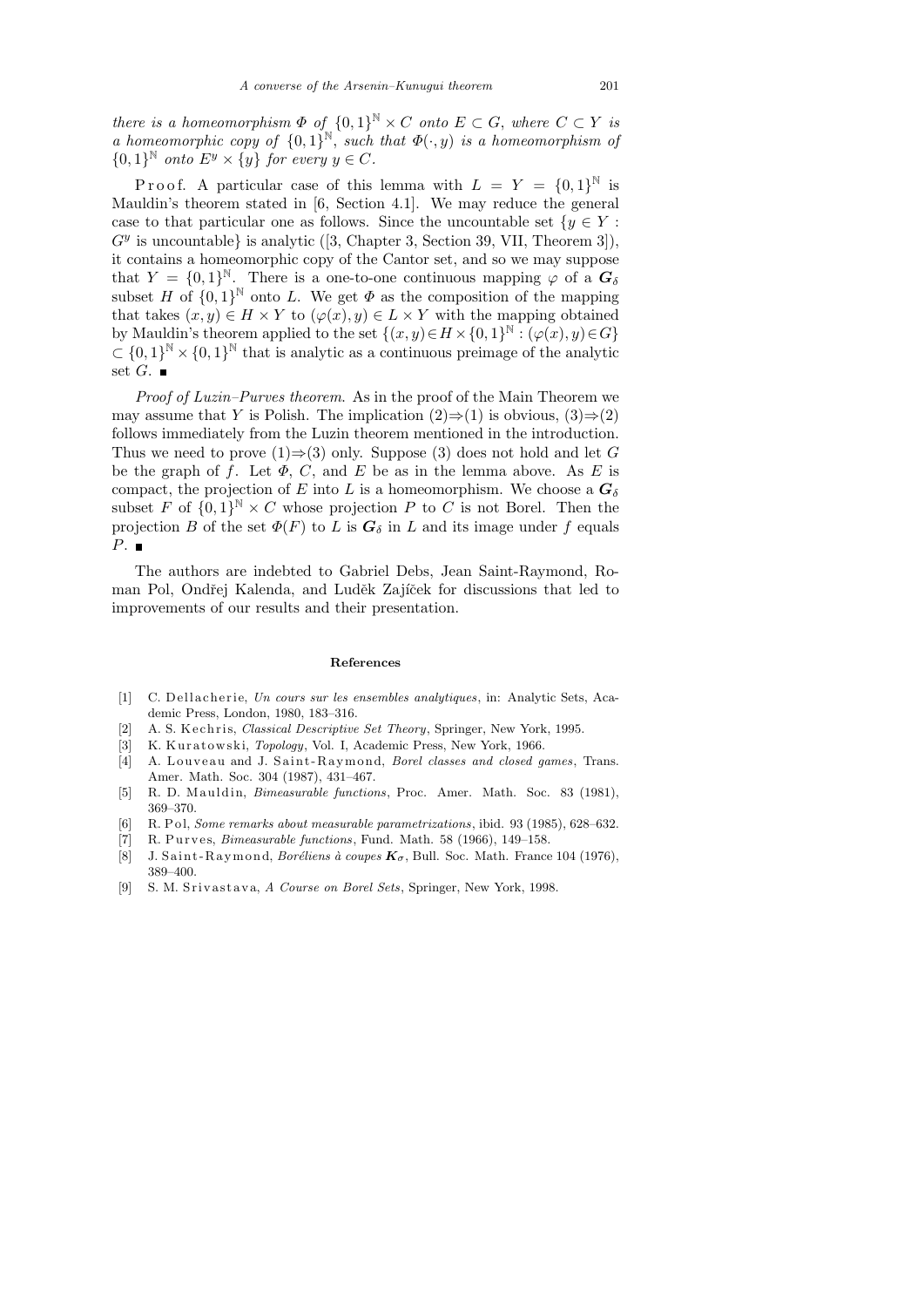*there is a homeomorphism $\Phi$ of $\{0,1\}^{\mathbb{N}} \times C$ onto $E \subset G$, where $C \subset Y$ is a homeomorphic copy of $\{0,1\}^{\mathbb{N}}$, such that $\Phi(\cdot, y)$ is a homeomorphism of $\{0,1\}^{\mathbb{N}}$ onto $E^y \times \{y\}$ for every $y \in C$.*

Proof. A particular case of this lemma with $L = Y = \{0,1\}^{\mathbb{N}}$ is Mauldin's theorem stated in [6, Section 4.1]. We may reduce the general case to that particular one as follows. Since the uncountable set $\{y \in Y : G^y \text{ is uncountable}\}$ is analytic ([3, Chapter 3, Section 39, VII, Theorem 3]), it contains a homeomorphic copy of the Cantor set, and so we may suppose that $Y = \{0,1\}^{\mathbb{N}}$. There is a one-to-one continuous mapping $\varphi$ of a $\boldsymbol{G}_\delta$ subset $H$ of $\{0,1\}^{\mathbb{N}}$ onto $L$. We get $\Phi$ as the composition of the mapping that takes $(x, y) \in H \times Y$ to $(\varphi(x), y) \in L \times Y$ with the mapping obtained by Mauldin's theorem applied to the set $\{(x, y) \in H \times \{0,1\}^{\mathbb{N}} : (\varphi(x), y) \in G\} \subset \{0,1\}^{\mathbb{N}} \times \{0,1\}^{\mathbb{N}}$ that is analytic as a continuous preimage of the analytic set $G$. ∎

*Proof of Luzin–Purves theorem.* As in the proof of the Main Theorem we may assume that $Y$ is Polish. The implication (2)⇒(1) is obvious, (3)⇒(2) follows immediately from the Luzin theorem mentioned in the introduction. Thus we need to prove (1)⇒(3) only. Suppose (3) does not hold and let $G$ be the graph of $f$. Let $\Phi$, $C$, and $E$ be as in the lemma above. As $E$ is compact, the projection of $E$ into $L$ is a homeomorphism. We choose a $\boldsymbol{G}_\delta$ subset $F$ of $\{0,1\}^{\mathbb{N}} \times C$ whose projection $P$ to $C$ is not Borel. Then the projection $B$ of the set $\Phi(F)$ to $L$ is $\boldsymbol{G}_\delta$ in $L$ and its image under $f$ equals $P$. ∎

The authors are indebted to Gabriel Debs, Jean Saint-Raymond, Roman Pol, Ondřej Kalenda, and Luděk Zajíček for discussions that led to improvements of our results and their presentation.

## References

[1] C. Dellacherie, *Un cours sur les ensembles analytiques*, in: Analytic Sets, Academic Press, London, 1980, 183–316.

[2] A. S. Kechris, *Classical Descriptive Set Theory*, Springer, New York, 1995.

[3] K. Kuratowski, *Topology*, Vol. I, Academic Press, New York, 1966.

[4] A. Louveau and J. Saint-Raymond, *Borel classes and closed games*, Trans. Amer. Math. Soc. 304 (1987), 431–467.

[5] R. D. Mauldin, *Bimeasurable functions*, Proc. Amer. Math. Soc. 83 (1981), 369–370.

[6] R. Pol, *Some remarks about measurable parametrizations*, ibid. 93 (1985), 628–632.

[7] R. Purves, *Bimeasurable functions*, Fund. Math. 58 (1966), 149–158.

[8] J. Saint-Raymond, *Boréliens à coupes $\boldsymbol{K}_\sigma$*, Bull. Soc. Math. France 104 (1976), 389–400.

[9] S. M. Srivastava, *A Course on Borel Sets*, Springer, New York, 1998.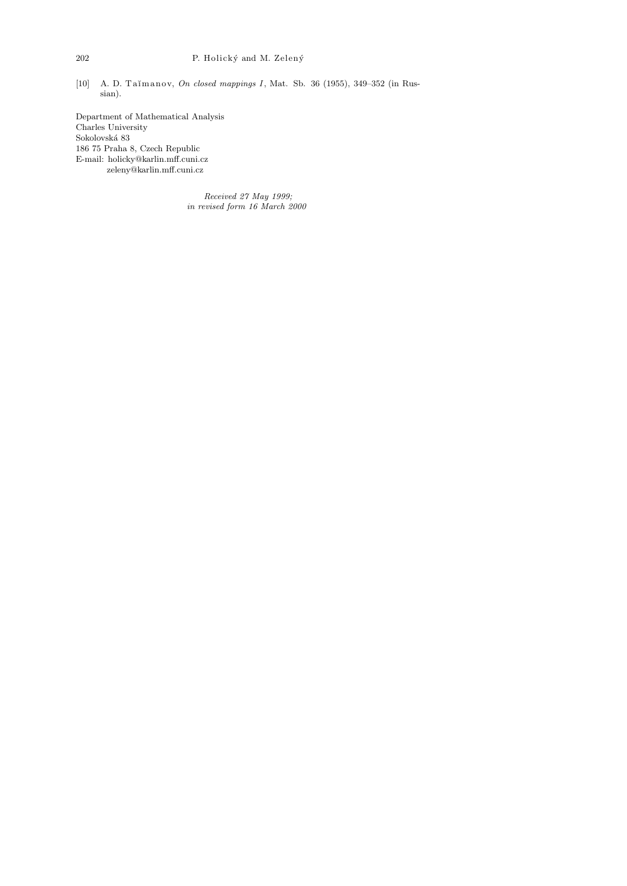[10] A. D. Taĭmanov, *On closed mappings I*, Mat. Sb. 36 (1955), 349–352 (in Russian).

Department of Mathematical Analysis
Charles University
Sokolovská 83
186 75 Praha 8, Czech Republic
E-mail: holicky@karlin.mff.cuni.cz
zeleny@karlin.mff.cuni.cz

*Received 27 May 1999;*
*in revised form 16 March 2000*